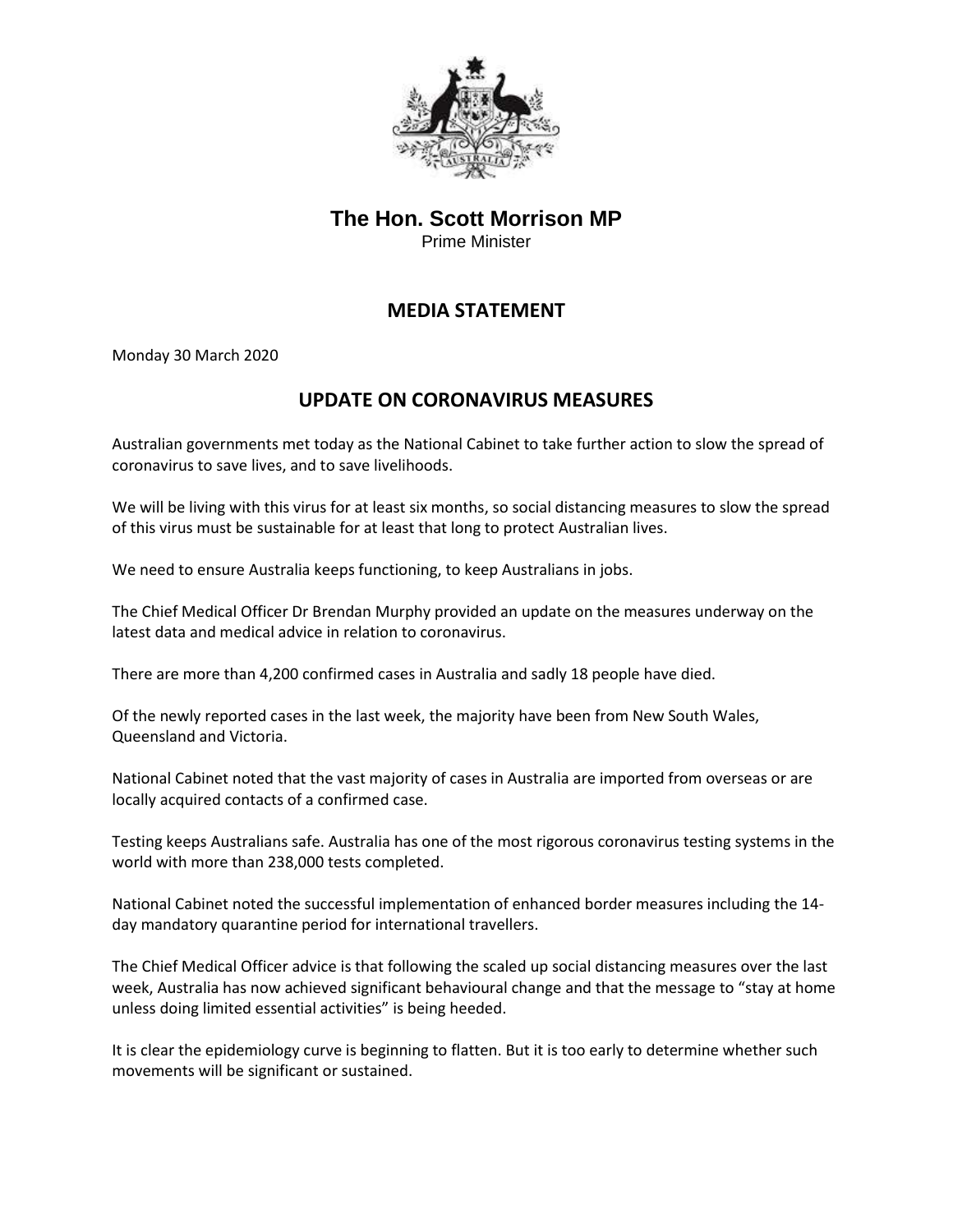**The Hon. Scott Morrison MP**

Prime Minister

## MEDIA STATEMENT

Monday 30 March 2020

# UPDATE ON CORONAVIRUS MEASURES

Australian governments met today as the National Cabinet to take further action to slow the spread of coronavirus to save lives, and to save livelihoods.

We will be living with this virus for at least six months, so social distancing measures to slow the spread of this virus must be sustainable for at least that long to protect Australian lives.

We need to ensure Australia keeps functioning, to keep Australians in jobs.

The Chief Medical Officer Dr Brendan Murphy provided an update on the measures underway on the latest data and medical advice in relation to coronavirus.

There are more than 4,200 confirmed cases in Australia and sadly 18 people have died.

Of the newly reported cases in the last week, the majority have been from New South Wales, Queensland and Victoria.

National Cabinet noted that the vast majority of cases in Australia are imported from overseas or are locally acquired contacts of a confirmed case.

Testing keeps Australians safe. Australia has one of the most rigorous coronavirus testing systems in the world with more than 238,000 tests completed.

National Cabinet noted the successful implementation of enhanced border measures including the 14-day mandatory quarantine period for international travellers.

The Chief Medical Officer advice is that following the scaled up social distancing measures over the last week, Australia has now achieved significant behavioural change and that the message to "stay at home unless doing limited essential activities" is being heeded.

It is clear the epidemiology curve is beginning to flatten. But it is too early to determine whether such movements will be significant or sustained.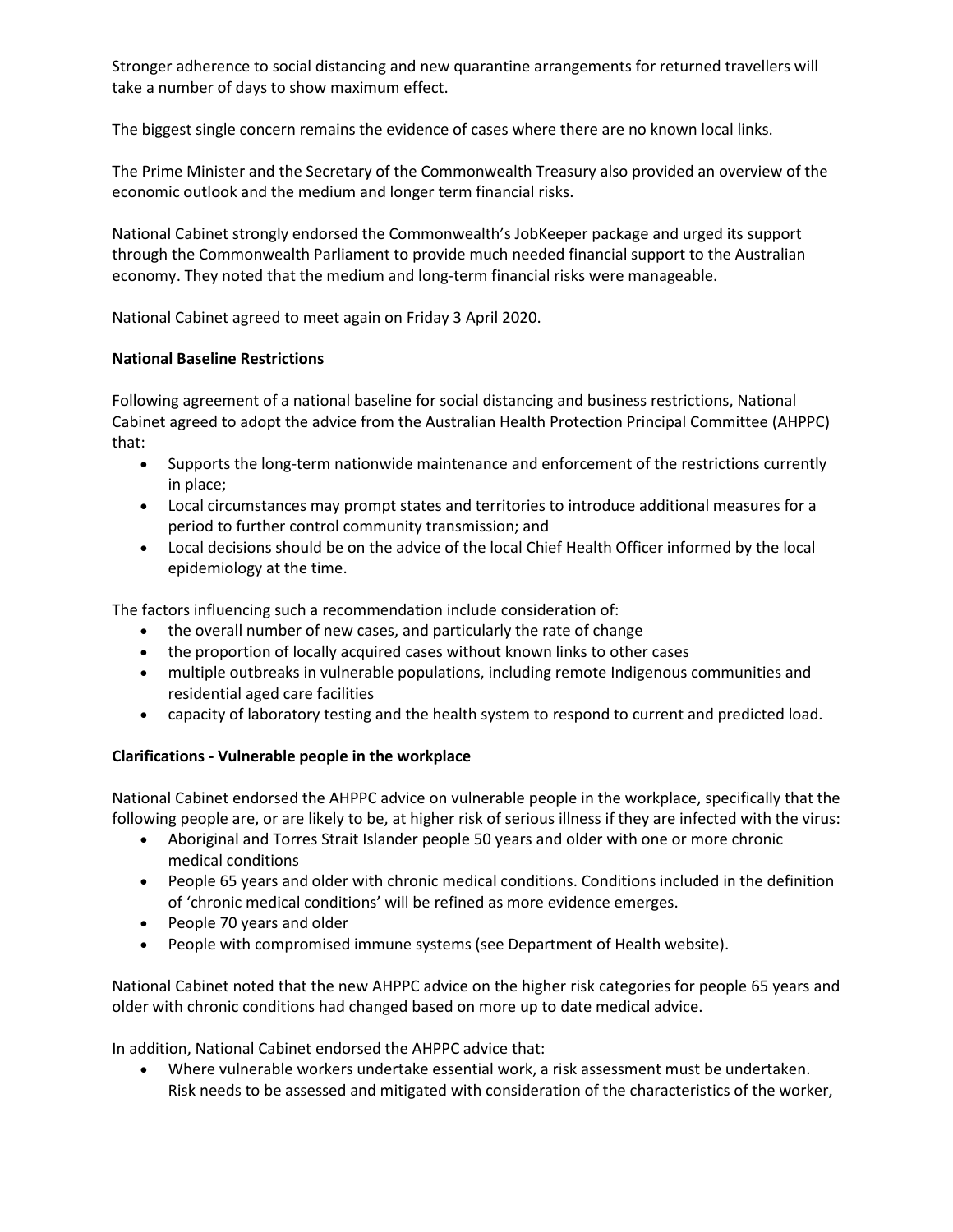Stronger adherence to social distancing and new quarantine arrangements for returned travellers will take a number of days to show maximum effect.

The biggest single concern remains the evidence of cases where there are no known local links.

The Prime Minister and the Secretary of the Commonwealth Treasury also provided an overview of the economic outlook and the medium and longer term financial risks.

National Cabinet strongly endorsed the Commonwealth's JobKeeper package and urged its support through the Commonwealth Parliament to provide much needed financial support to the Australian economy. They noted that the medium and long-term financial risks were manageable.

National Cabinet agreed to meet again on Friday 3 April 2020.

**National Baseline Restrictions**

Following agreement of a national baseline for social distancing and business restrictions, National Cabinet agreed to adopt the advice from the Australian Health Protection Principal Committee (AHPPC) that:

- Supports the long-term nationwide maintenance and enforcement of the restrictions currently in place;
- Local circumstances may prompt states and territories to introduce additional measures for a period to further control community transmission; and
- Local decisions should be on the advice of the local Chief Health Officer informed by the local epidemiology at the time.

The factors influencing such a recommendation include consideration of:

- the overall number of new cases, and particularly the rate of change
- the proportion of locally acquired cases without known links to other cases
- multiple outbreaks in vulnerable populations, including remote Indigenous communities and residential aged care facilities
- capacity of laboratory testing and the health system to respond to current and predicted load.

**Clarifications - Vulnerable people in the workplace**

National Cabinet endorsed the AHPPC advice on vulnerable people in the workplace, specifically that the following people are, or are likely to be, at higher risk of serious illness if they are infected with the virus:

- Aboriginal and Torres Strait Islander people 50 years and older with one or more chronic medical conditions
- People 65 years and older with chronic medical conditions. Conditions included in the definition of 'chronic medical conditions' will be refined as more evidence emerges.
- People 70 years and older
- People with compromised immune systems (see Department of Health website).

National Cabinet noted that the new AHPPC advice on the higher risk categories for people 65 years and older with chronic conditions had changed based on more up to date medical advice.

In addition, National Cabinet endorsed the AHPPC advice that:

- Where vulnerable workers undertake essential work, a risk assessment must be undertaken. Risk needs to be assessed and mitigated with consideration of the characteristics of the worker,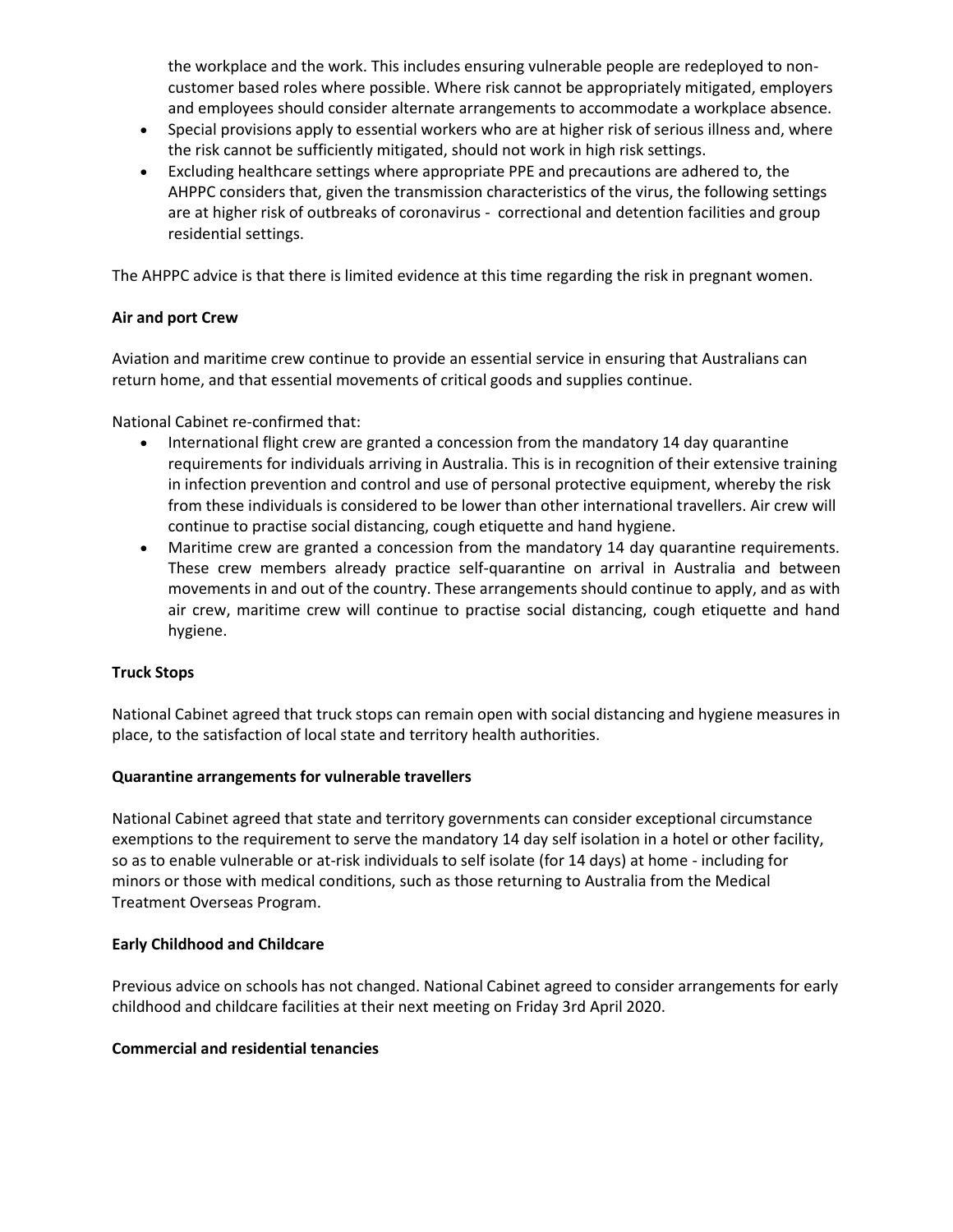the workplace and the work. This includes ensuring vulnerable people are redeployed to non-customer based roles where possible. Where risk cannot be appropriately mitigated, employers and employees should consider alternate arrangements to accommodate a workplace absence.

- Special provisions apply to essential workers who are at higher risk of serious illness and, where the risk cannot be sufficiently mitigated, should not work in high risk settings.
- Excluding healthcare settings where appropriate PPE and precautions are adhered to, the AHPPC considers that, given the transmission characteristics of the virus, the following settings are at higher risk of outbreaks of coronavirus - correctional and detention facilities and group residential settings.

The AHPPC advice is that there is limited evidence at this time regarding the risk in pregnant women.

**Air and port Crew**

Aviation and maritime crew continue to provide an essential service in ensuring that Australians can return home, and that essential movements of critical goods and supplies continue.

National Cabinet re-confirmed that:

- International flight crew are granted a concession from the mandatory 14 day quarantine requirements for individuals arriving in Australia. This is in recognition of their extensive training in infection prevention and control and use of personal protective equipment, whereby the risk from these individuals is considered to be lower than other international travellers. Air crew will continue to practise social distancing, cough etiquette and hand hygiene.
- Maritime crew are granted a concession from the mandatory 14 day quarantine requirements. These crew members already practice self-quarantine on arrival in Australia and between movements in and out of the country. These arrangements should continue to apply, and as with air crew, maritime crew will continue to practise social distancing, cough etiquette and hand hygiene.

**Truck Stops**

National Cabinet agreed that truck stops can remain open with social distancing and hygiene measures in place, to the satisfaction of local state and territory health authorities.

**Quarantine arrangements for vulnerable travellers**

National Cabinet agreed that state and territory governments can consider exceptional circumstance exemptions to the requirement to serve the mandatory 14 day self isolation in a hotel or other facility, so as to enable vulnerable or at-risk individuals to self isolate (for 14 days) at home - including for minors or those with medical conditions, such as those returning to Australia from the Medical Treatment Overseas Program.

**Early Childhood and Childcare**

Previous advice on schools has not changed. National Cabinet agreed to consider arrangements for early childhood and childcare facilities at their next meeting on Friday 3rd April 2020.

**Commercial and residential tenancies**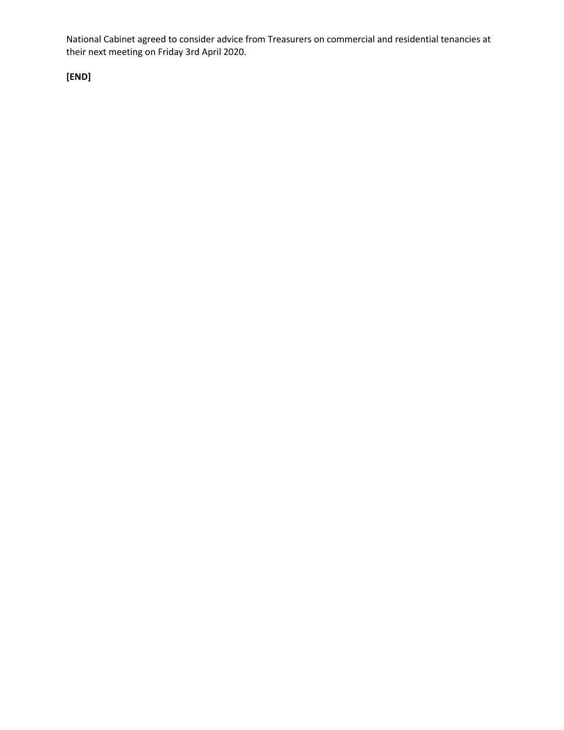National Cabinet agreed to consider advice from Treasurers on commercial and residential tenancies at their next meeting on Friday 3rd April 2020.

**[END]**